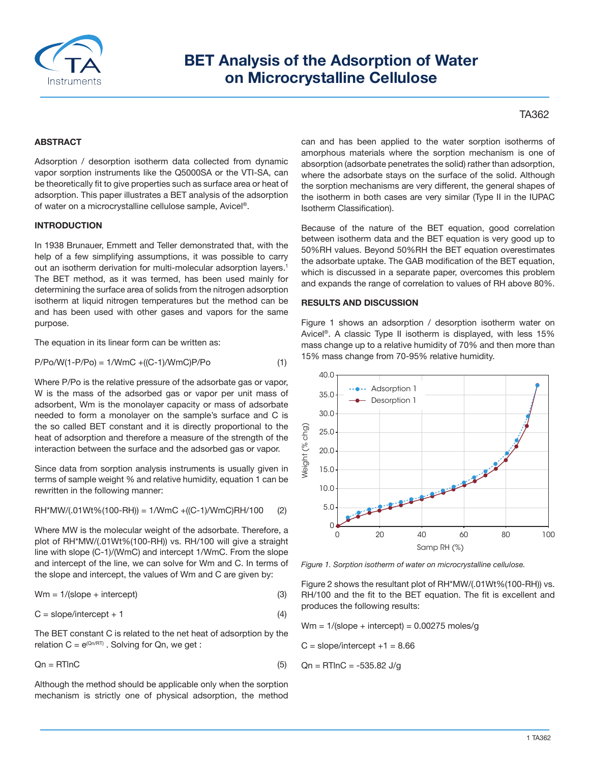# BET Analysis of the Adsorption of Water on Microcrystalline Cellulose

TA362

## ABSTRACT

Adsorption / desorption isotherm data collected from dynamic vapor sorption instruments like the Q5000SA or the VTI-SA, can be theoretically fit to give properties such as surface area or heat of adsorption. This paper illustrates a BET analysis of the adsorption of water on a microcrystalline cellulose sample, Avicel®.

## INTRODUCTION

In 1938 Brunauer, Emmett and Teller demonstrated that, with the help of a few simplifying assumptions, it was possible to carry out an isotherm derivation for multi-molecular adsorption layers.[1] The BET method, as it was termed, has been used mainly for determining the surface area of solids from the nitrogen adsorption isotherm at liquid nitrogen temperatures but the method can be and has been used with other gases and vapors for the same purpose.

The equation in its linear form can be written as:

$$P/Po/W(1-P/Po) = 1/WmC + ((C-1)/WmC)P/Po \quad (1)$$

Where P/Po is the relative pressure of the adsorbate gas or vapor, W is the mass of the adsorbed gas or vapor per unit mass of adsorbent, Wm is the monolayer capacity or mass of adsorbate needed to form a monolayer on the sample's surface and C is the so called BET constant and it is directly proportional to the heat of adsorption and therefore a measure of the strength of the interaction between the surface and the adsorbed gas or vapor.

Since data from sorption analysis instruments is usually given in terms of sample weight % and relative humidity, equation 1 can be rewritten in the following manner:

$$RH*MW/(.01Wt\%(100-RH)) = 1/WmC + ((C-1)/WmC)RH/100 \quad (2)$$

Where MW is the molecular weight of the adsorbate. Therefore, a plot of RH*MW/(.01Wt%(100-RH)) vs. RH/100 will give a straight line with slope (C-1)/(WmC) and intercept 1/WmC. From the slope and intercept of the line, we can solve for Wm and C. In terms of the slope and intercept, the values of Wm and C are given by:

$$Wm = 1/(slope + intercept) \quad (3)$$

$$C = slope/intercept + 1 \quad (4)$$

The BET constant C is related to the net heat of adsorption by the relation $C = e^{(Qn/RT)}$ . Solving for Qn, we get :

$$Qn = RTlnC \quad (5)$$

Although the method should be applicable only when the sorption mechanism is strictly one of physical adsorption, the method can and has been applied to the water sorption isotherms of amorphous materials where the sorption mechanism is one of absorption (adsorbate penetrates the solid) rather than adsorption, where the adsorbate stays on the surface of the solid. Although the sorption mechanisms are very different, the general shapes of the isotherm in both cases are very similar (Type II in the IUPAC Isotherm Classification).

Because of the nature of the BET equation, good correlation between isotherm data and the BET equation is very good up to 50%RH values. Beyond 50%RH the BET equation overestimates the adsorbate uptake. The GAB modification of the BET equation, which is discussed in a separate paper, overcomes this problem and expands the range of correlation to values of RH above 80%.

## RESULTS AND DISCUSSION

Figure 1 shows an adsorption / desorption isotherm water on Avicel®. A classic Type II isotherm is displayed, with less 15% mass change up to a relative humidity of 70% and then more than 15% mass change from 70-95% relative humidity.

*Figure 1. Sorption isotherm of water on microcrystalline cellulose.*

Figure 2 shows the resultant plot of RH*MW/(.01Wt%(100-RH)) vs. RH/100 and the fit to the BET equation. The fit is excellent and produces the following results:

Wm = 1/(slope + intercept) = 0.00275 moles/g

C = slope/intercept +1 = 8.66

Qn = RTlnC = -535.82 J/g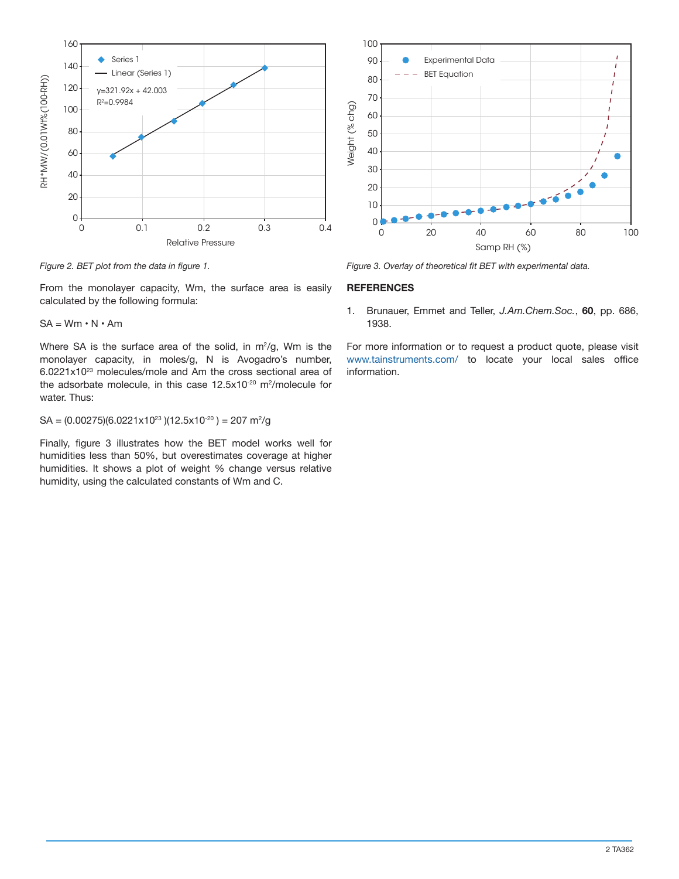160
140
120
100
80
60
40
20
0

0 0.1 0.2 0.3 0.4

Series 1

Linear (Series 1)

y=321.92x + 42.003

R²=0.9984

RH*MW/(0.01Wt%(100-RH))

Relative Pressure

*Figure 2. BET plot from the data in figure 1.*

From the monolayer capacity, Wm, the surface area is easily calculated by the following formula:

SA = Wm • N • Am

Where SA is the surface area of the solid, in $m^2$/g, Wm is the monolayer capacity, in moles/g, N is Avogadro's number, $6.0221 \times 10^{23}$ molecules/mole and Am the cross sectional area of the adsorbate molecule, in this case $12.5 \times 10^{-20}$ $m^2$/molecule for water. Thus:

$$SA = (0.00275)(6.0221 \times 10^{23})(12.5 \times 10^{-20}) = 207 \text{ m}^2/\text{g}$$

Finally, figure 3 illustrates how the BET model works well for humidities less than 50%, but overestimates coverage at higher humidities. It shows a plot of weight % change versus relative humidity, using the calculated constants of Wm and C.

100
90
80
70
60
50
40
30
20
10
0

0 20 40 60 80 100

Experimental Data

BET Equation

Weight (% chg)

Samp RH (%)

*Figure 3. Overlay of theoretical fit BET with experimental data.*

## REFERENCES

1. Brunauer, Emmet and Teller, *J.Am.Chem.Soc.*, **60**, pp. 686, 1938.

For more information or to request a product quote, please visit www.tainstruments.com/ to locate your local sales office information.